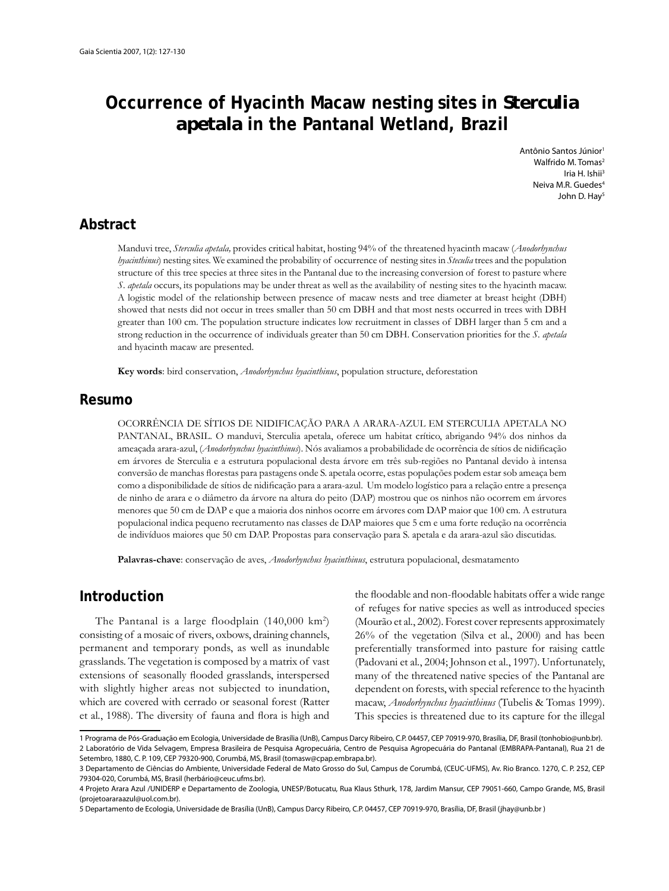# Occurrence of Hyacinth Macaw nesting sites in *Sterculia apetala* in the Pantanal Wetland, Brazil

Antônio Santos Júnior[1]
Walfrido M. Tomas[2]
Iria H. Ishii[3]
Neiva M.R. Guedes[4]
John D. Hay[5]

## Abstract

Manduvi tree, *Sterculia apetala,* provides critical habitat, hosting 94% of the threatened hyacinth macaw (*Anodorhynchus hyacinthinus*) nesting sites. We examined the probability of occurrence of nesting sites in *Steculia* trees and the population structure of this tree species at three sites in the Pantanal due to the increasing conversion of forest to pasture where *S. apetala* occurs, its populations may be under threat as well as the availability of nesting sites to the hyacinth macaw. A logistic model of the relationship between presence of macaw nests and tree diameter at breast height (DBH) showed that nests did not occur in trees smaller than 50 cm DBH and that most nests occurred in trees with DBH greater than 100 cm. The population structure indicates low recruitment in classes of DBH larger than 5 cm and a strong reduction in the occurrence of individuals greater than 50 cm DBH. Conservation priorities for the *S. apetala* and hyacinth macaw are presented.

**Key words**: bird conservation, *Anodorhynchus hyacinthinus*, population structure, deforestation

## Resumo

OCORRÊNCIA DE SÍTIOS DE NIDIFICAÇÃO PARA A ARARA-AZUL EM STERCULIA APETALA NO PANTANAL, BRASIL. O manduvi, Sterculia apetala, oferece um habitat crítico, abrigando 94% dos ninhos da ameaçada arara-azul, (*Anodorhynchus hyacinthinus*). Nós avaliamos a probabilidade de ocorrência de sítios de nidificação em árvores de Sterculia e a estrutura populacional desta árvore em três sub-regiões no Pantanal devido à intensa conversão de manchas florestas para pastagens onde S. apetala ocorre, estas populações podem estar sob ameaça bem como a disponibilidade de sítios de nidificação para a arara-azul. Um modelo logístico para a relação entre a presença de ninho de arara e o diâmetro da árvore na altura do peito (DAP) mostrou que os ninhos não ocorrem em árvores menores que 50 cm de DAP e que a maioria dos ninhos ocorre em árvores com DAP maior que 100 cm. A estrutura populacional indica pequeno recrutamento nas classes de DAP maiores que 5 cm e uma forte redução na ocorrência de indivíduos maiores que 50 cm DAP. Propostas para conservação para S. apetala e da arara-azul são discutidas.

**Palavras-chave**: conservação de aves, *Anodorhynchus hyacinthinus*, estrutura populacional, desmatamento

## Introduction

The Pantanal is a large floodplain (140,000 km$^2$) consisting of a mosaic of rivers, oxbows, draining channels, permanent and temporary ponds, as well as inundable grasslands. The vegetation is composed by a matrix of vast extensions of seasonally flooded grasslands, interspersed with slightly higher areas not subjected to inundation, which are covered with cerrado or seasonal forest (Ratter et al., 1988). The diversity of fauna and flora is high and the floodable and non-floodable habitats offer a wide range of refuges for native species as well as introduced species (Mourão et al., 2002). Forest cover represents approximately 26% of the vegetation (Silva et al., 2000) and has been preferentially transformed into pasture for raising cattle (Padovani et al., 2004; Johnson et al., 1997). Unfortunately, many of the threatened native species of the Pantanal are dependent on forests, with special reference to the hyacinth macaw, *Anodorhynchus hyacinthinus* (Tubelis & Tomas 1999). This species is threatened due to its capture for the illegal

---

1 Programa de Pós-Graduação em Ecologia, Universidade de Brasília (UnB), Campus Darcy Ribeiro, C.P. 04457, CEP 70919-970, Brasília, DF, Brasil (tonhobio@unb.br).
2 Laboratório de Vida Selvagem, Empresa Brasileira de Pesquisa Agropecuária, Centro de Pesquisa Agropecuária do Pantanal (EMBRAPA-Pantanal), Rua 21 de Setembro, 1880, C. P. 109, CEP 79320-900, Corumbá, MS, Brasil (tomasw@cpap.embrapa.br).
3 Departamento de Ciências do Ambiente, Universidade Federal de Mato Grosso do Sul, Campus de Corumbá, (CEUC-UFMS), Av. Rio Branco. 1270, C. P. 252, CEP 79304-020, Corumbá, MS, Brasil (herbário@ceuc.ufms.br).
4 Projeto Arara Azul /UNIDERP e Departamento de Zoologia, UNESP/Botucatu, Rua Klaus Sthurk, 178, Jardim Mansur, CEP 79051-660, Campo Grande, MS, Brasil (projetoararaazul@uol.com.br).
5 Departamento de Ecologia, Universidade de Brasília (UnB), Campus Darcy Ribeiro, C.P. 04457, CEP 70919-970, Brasília, DF, Brasil (jhay@unb.br )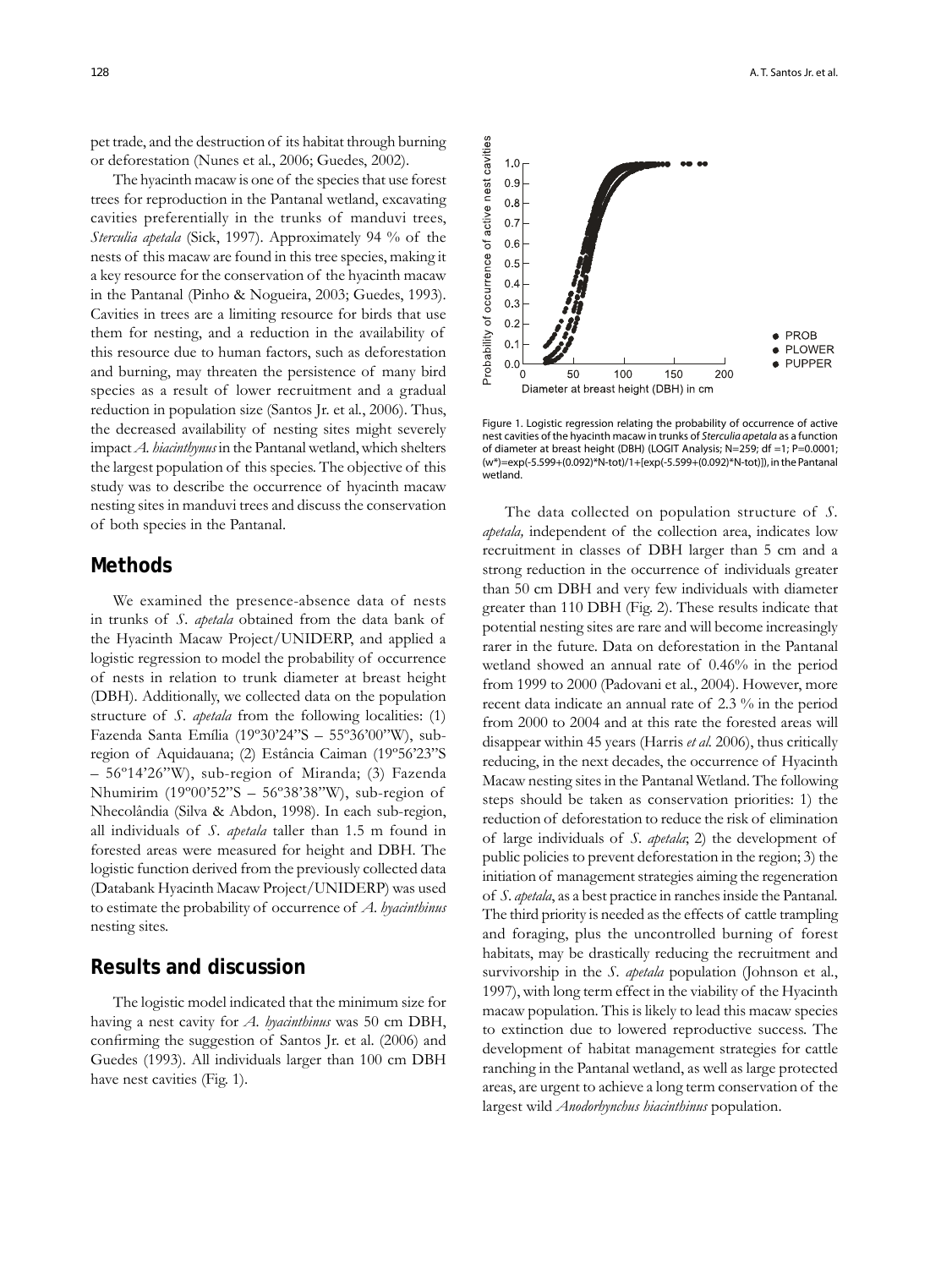pet trade, and the destruction of its habitat through burning or deforestation (Nunes et al., 2006; Guedes, 2002).

The hyacinth macaw is one of the species that use forest trees for reproduction in the Pantanal wetland, excavating cavities preferentially in the trunks of manduvi trees, *Sterculia apetala* (Sick, 1997). Approximately 94 % of the nests of this macaw are found in this tree species, making it a key resource for the conservation of the hyacinth macaw in the Pantanal (Pinho & Nogueira, 2003; Guedes, 1993). Cavities in trees are a limiting resource for birds that use them for nesting, and a reduction in the availability of this resource due to human factors, such as deforestation and burning, may threaten the persistence of many bird species as a result of lower recruitment and a gradual reduction in population size (Santos Jr. et al., 2006). Thus, the decreased availability of nesting sites might severely impact *A. hiacinthynus* in the Pantanal wetland, which shelters the largest population of this species. The objective of this study was to describe the occurrence of hyacinth macaw nesting sites in manduvi trees and discuss the conservation of both species in the Pantanal.

## Methods

We examined the presence-absence data of nests in trunks of *S. apetala* obtained from the data bank of the Hyacinth Macaw Project/UNIDERP, and applied a logistic regression to model the probability of occurrence of nests in relation to trunk diameter at breast height (DBH). Additionally, we collected data on the population structure of *S. apetala* from the following localities: (1) Fazenda Santa Emília (19º30'24"S – 55º36'00"W), sub-region of Aquidauana; (2) Estância Caiman (19º56'23"S – 56º14'26"W), sub-region of Miranda; (3) Fazenda Nhumirim (19º00'52"S – 56º38'38"W), sub-region of Nhecolândia (Silva & Abdon, 1998). In each sub-region, all individuals of *S. apetala* taller than 1.5 m found in forested areas were measured for height and DBH. The logistic function derived from the previously collected data (Databank Hyacinth Macaw Project/UNIDERP) was used to estimate the probability of occurrence of *A. hyacinthinus* nesting sites.

## Results and discussion

The logistic model indicated that the minimum size for having a nest cavity for *A. hyacinthinus* was 50 cm DBH, confirming the suggestion of Santos Jr. et al. (2006) and Guedes (1993). All individuals larger than 100 cm DBH have nest cavities (Fig. 1).

Figure 1. Logistic regression relating the probability of occurrence of active nest cavities of the hyacinth macaw in trunks of *Sterculia apetala* as a function of diameter at breast height (DBH) (LOGIT Analysis; N=259; df =1; P=0.0001; (w*)=exp(-5.599+(0.092)*N-tot)/1+[exp(-5.599+(0.092)*N-tot)]), in the Pantanal wetland.

The data collected on population structure of *S. apetala,* independent of the collection area, indicates low recruitment in classes of DBH larger than 5 cm and a strong reduction in the occurrence of individuals greater than 50 cm DBH and very few individuals with diameter greater than 110 DBH (Fig. 2). These results indicate that potential nesting sites are rare and will become increasingly rarer in the future. Data on deforestation in the Pantanal wetland showed an annual rate of 0.46% in the period from 1999 to 2000 (Padovani et al., 2004). However, more recent data indicate an annual rate of 2.3 % in the period from 2000 to 2004 and at this rate the forested areas will disappear within 45 years (Harris *et al.* 2006), thus critically reducing, in the next decades, the occurrence of Hyacinth Macaw nesting sites in the Pantanal Wetland. The following steps should be taken as conservation priorities: 1) the reduction of deforestation to reduce the risk of elimination of large individuals of *S. apetala*; 2) the development of public policies to prevent deforestation in the region; 3) the initiation of management strategies aiming the regeneration of *S. apetala*, as a best practice in ranches inside the Pantanal. The third priority is needed as the effects of cattle trampling and foraging, plus the uncontrolled burning of forest habitats, may be drastically reducing the recruitment and survivorship in the *S. apetala* population (Johnson et al., 1997), with long term effect in the viability of the Hyacinth macaw population. This is likely to lead this macaw species to extinction due to lowered reproductive success. The development of habitat management strategies for cattle ranching in the Pantanal wetland, as well as large protected areas, are urgent to achieve a long term conservation of the largest wild *Anodorhynchus hiacinthinus* population.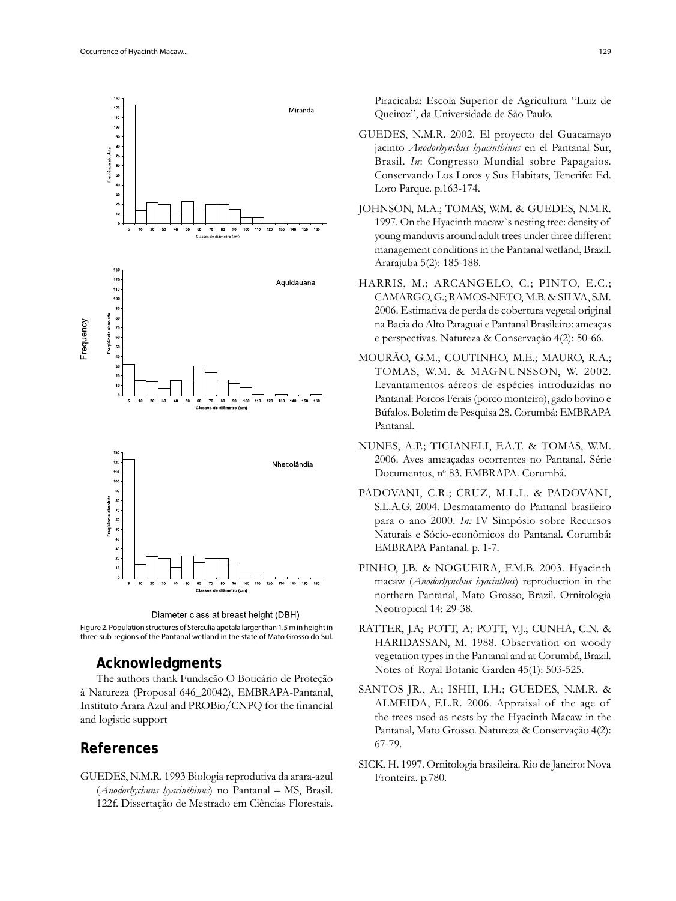Figure 2. Population structures of Sterculia apetala larger than 1.5 m in height in three sub-regions of the Pantanal wetland in the state of Mato Grosso do Sul.

## Acknowledgments

The authors thank Fundação O Boticário de Proteção à Natureza (Proposal 646_20042), EMBRAPA-Pantanal, Instituto Arara Azul and PROBio/CNPQ for the financial and logistic support

## References

GUEDES, N.M.R. 1993 Biologia reprodutiva da arara-azul (*Anodorhychuns hyacinthinus*) no Pantanal – MS, Brasil. 122f. Dissertação de Mestrado em Ciências Florestais. Piracicaba: Escola Superior de Agricultura "Luiz de Queiroz", da Universidade de São Paulo.

GUEDES, N.M.R. 2002. El proyecto del Guacamayo jacinto *Anodorhynchus hyacinthinus* en el Pantanal Sur, Brasil. *In*: Congresso Mundial sobre Papagaios. Conservando Los Loros y Sus Habitats, Tenerife: Ed. Loro Parque. p.163-174.

JOHNSON, M.A.; TOMAS, W.M. & GUEDES, N.M.R. 1997. On the Hyacinth macaw`s nesting tree: density of young manduvis around adult trees under three different management conditions in the Pantanal wetland, Brazil. Ararajuba 5(2): 185-188.

HARRIS, M.; ARCANGELO, C.; PINTO, E.C.; CAMARGO, G.; RAMOS-NETO, M.B. & SILVA, S.M. 2006. Estimativa de perda de cobertura vegetal original na Bacia do Alto Paraguai e Pantanal Brasileiro: ameaças e perspectivas. Natureza & Conservação 4(2): 50-66.

MOURÃO, G.M.; COUTINHO, M.E.; MAURO, R.A.; TOMAS, W.M. & MAGNUNSSON, W. 2002. Levantamentos aéreos de espécies introduzidas no Pantanal: Porcos Ferais (porco monteiro), gado bovino e Búfalos. Boletim de Pesquisa 28. Corumbá: EMBRAPA Pantanal.

NUNES, A.P.; TICIANELI, F.A.T. & TOMAS, W.M. 2006. Aves ameaçadas ocorrentes no Pantanal. Série Documentos, nº 83. EMBRAPA. Corumbá.

PADOVANI, C.R.; CRUZ, M.L.L. & PADOVANI, S.L.A.G. 2004. Desmatamento do Pantanal brasileiro para o ano 2000. *In:* IV Simpósio sobre Recursos Naturais e Sócio-econômicos do Pantanal. Corumbá: EMBRAPA Pantanal. p. 1-7.

PINHO, J.B. & NOGUEIRA, F.M.B. 2003. Hyacinth macaw (*Anodorhynchus hyacinthus*) reproduction in the northern Pantanal, Mato Grosso, Brazil. Ornitologia Neotropical 14: 29-38.

RATTER, J.A; POTT, A; POTT, V.J.; CUNHA, C.N. & HARIDASSAN, M. 1988. Observation on woody vegetation types in the Pantanal and at Corumbá, Brazil. Notes of Royal Botanic Garden 45(1): 503-525.

SANTOS JR., A.; ISHII, I.H.; GUEDES, N.M.R. & ALMEIDA, F.L.R. 2006. Appraisal of the age of the trees used as nests by the Hyacinth Macaw in the Pantanal, Mato Grosso. Natureza & Conservação 4(2): 67-79.

SICK, H. 1997. Ornitologia brasileira. Rio de Janeiro: Nova Fronteira. p.780.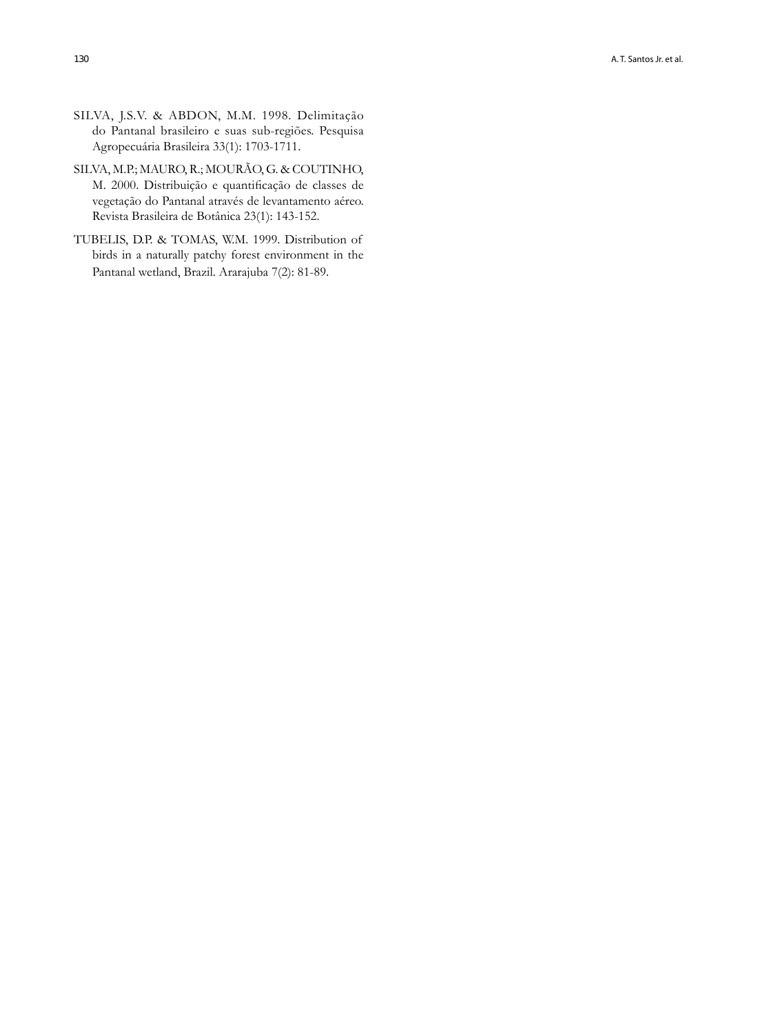SILVA, J.S.V. & ABDON, M.M. 1998. Delimitação do Pantanal brasileiro e suas sub-regiões. Pesquisa Agropecuária Brasileira 33(1): 1703-1711.

SILVA, M.P.; MAURO, R.; MOURÃO, G. & COUTINHO, M. 2000. Distribuição e quantificação de classes de vegetação do Pantanal através de levantamento aéreo. Revista Brasileira de Botânica 23(1): 143-152.

TUBELIS, D.P. & TOMAS, W.M. 1999. Distribution of birds in a naturally patchy forest environment in the Pantanal wetland, Brazil. Ararajuba 7(2): 81-89.